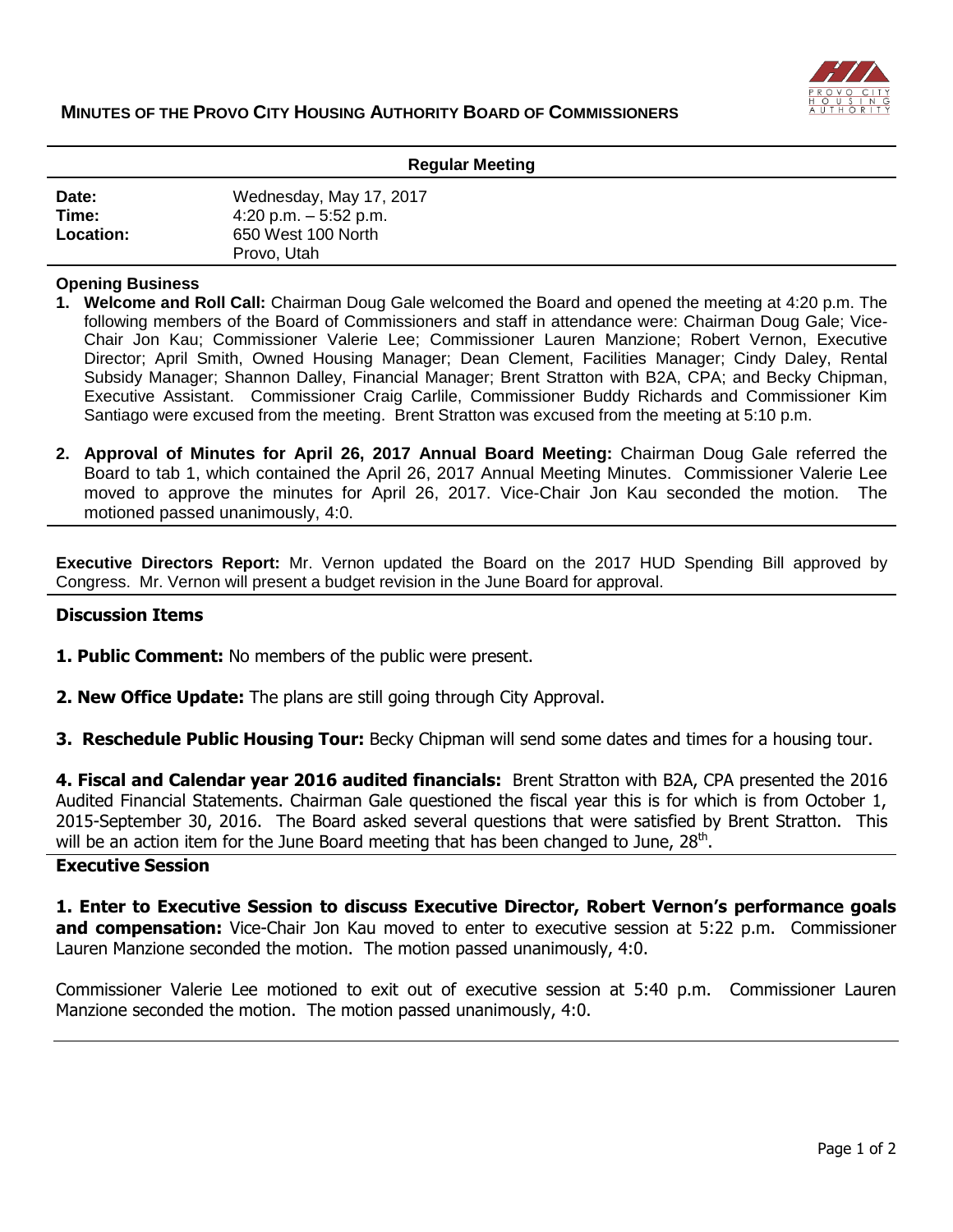# MINUTES OF THE PROVO CITY HOUSING AUTHORITY BOARD OF COMMISSIONERS

## Regular Meeting

| | |
|---|---|
| **Date:** | Wednesday, May 17, 2017 |
| **Time:** | 4:20 p.m. – 5:52 p.m. |
| **Location:** | 650 West 100 North<br>Provo, Utah |

**Opening Business**

1. **Welcome and Roll Call:** Chairman Doug Gale welcomed the Board and opened the meeting at 4:20 p.m. The following members of the Board of Commissioners and staff in attendance were: Chairman Doug Gale; Vice-Chair Jon Kau; Commissioner Valerie Lee; Commissioner Lauren Manzione; Robert Vernon, Executive Director; April Smith, Owned Housing Manager; Dean Clement, Facilities Manager; Cindy Daley, Rental Subsidy Manager; Shannon Dalley, Financial Manager; Brent Stratton with B2A, CPA; and Becky Chipman, Executive Assistant. Commissioner Craig Carlile, Commissioner Buddy Richards and Commissioner Kim Santiago were excused from the meeting. Brent Stratton was excused from the meeting at 5:10 p.m.

2. **Approval of Minutes for April 26, 2017 Annual Board Meeting:** Chairman Doug Gale referred the Board to tab 1, which contained the April 26, 2017 Annual Meeting Minutes. Commissioner Valerie Lee moved to approve the minutes for April 26, 2017. Vice-Chair Jon Kau seconded the motion. The motioned passed unanimously, 4:0.

**Executive Directors Report:** Mr. Vernon updated the Board on the 2017 HUD Spending Bill approved by Congress. Mr. Vernon will present a budget revision in the June Board for approval.

**Discussion Items**

**1. Public Comment:** No members of the public were present.

**2. New Office Update:** The plans are still going through City Approval.

**3. Reschedule Public Housing Tour:** Becky Chipman will send some dates and times for a housing tour.

**4. Fiscal and Calendar year 2016 audited financials:** Brent Stratton with B2A, CPA presented the 2016 Audited Financial Statements. Chairman Gale questioned the fiscal year this is for which is from October 1, 2015-September 30, 2016. The Board asked several questions that were satisfied by Brent Stratton. This will be an action item for the June Board meeting that has been changed to June, 28th.

**Executive Session**

**1. Enter to Executive Session to discuss Executive Director, Robert Vernon's performance goals and compensation:** Vice-Chair Jon Kau moved to enter to executive session at 5:22 p.m. Commissioner Lauren Manzione seconded the motion. The motion passed unanimously, 4:0.

Commissioner Valerie Lee motioned to exit out of executive session at 5:40 p.m. Commissioner Lauren Manzione seconded the motion. The motion passed unanimously, 4:0.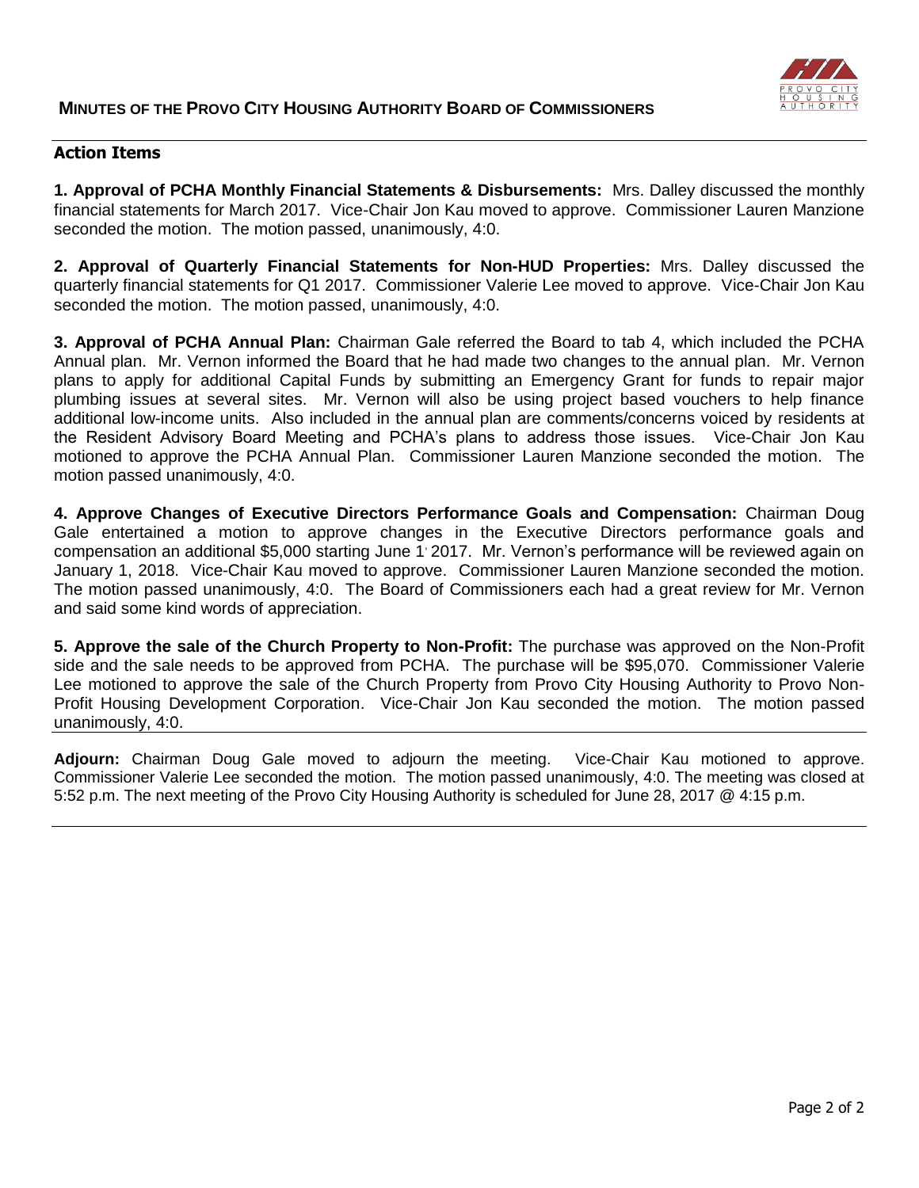## Action Items

**1. Approval of PCHA Monthly Financial Statements & Disbursements:** Mrs. Dalley discussed the monthly financial statements for March 2017. Vice-Chair Jon Kau moved to approve. Commissioner Lauren Manzione seconded the motion. The motion passed, unanimously, 4:0.

**2. Approval of Quarterly Financial Statements for Non-HUD Properties:** Mrs. Dalley discussed the quarterly financial statements for Q1 2017. Commissioner Valerie Lee moved to approve. Vice-Chair Jon Kau seconded the motion. The motion passed, unanimously, 4:0.

**3. Approval of PCHA Annual Plan:** Chairman Gale referred the Board to tab 4, which included the PCHA Annual plan. Mr. Vernon informed the Board that he had made two changes to the annual plan. Mr. Vernon plans to apply for additional Capital Funds by submitting an Emergency Grant for funds to repair major plumbing issues at several sites. Mr. Vernon will also be using project based vouchers to help finance additional low-income units. Also included in the annual plan are comments/concerns voiced by residents at the Resident Advisory Board Meeting and PCHA's plans to address those issues. Vice-Chair Jon Kau motioned to approve the PCHA Annual Plan. Commissioner Lauren Manzione seconded the motion. The motion passed unanimously, 4:0.

**4. Approve Changes of Executive Directors Performance Goals and Compensation:** Chairman Doug Gale entertained a motion to approve changes in the Executive Directors performance goals and compensation an additional $5,000 starting June 1, 2017. Mr. Vernon's performance will be reviewed again on January 1, 2018. Vice-Chair Kau moved to approve. Commissioner Lauren Manzione seconded the motion. The motion passed unanimously, 4:0. The Board of Commissioners each had a great review for Mr. Vernon and said some kind words of appreciation.

**5. Approve the sale of the Church Property to Non-Profit:** The purchase was approved on the Non-Profit side and the sale needs to be approved from PCHA. The purchase will be $95,070. Commissioner Valerie Lee motioned to approve the sale of the Church Property from Provo City Housing Authority to Provo Non-Profit Housing Development Corporation. Vice-Chair Jon Kau seconded the motion. The motion passed unanimously, 4:0.

**Adjourn:** Chairman Doug Gale moved to adjourn the meeting. Vice-Chair Kau motioned to approve. Commissioner Valerie Lee seconded the motion. The motion passed unanimously, 4:0. The meeting was closed at 5:52 p.m. The next meeting of the Provo City Housing Authority is scheduled for June 28, 2017 @ 4:15 p.m.